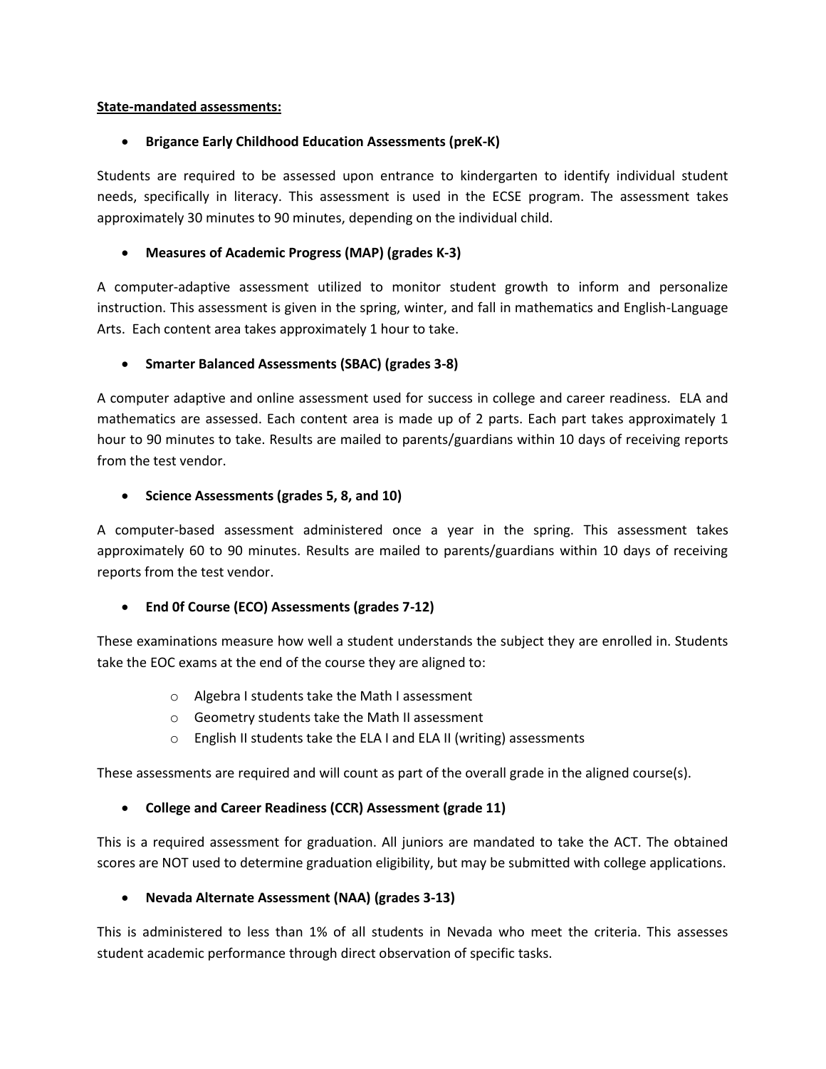**State-mandated assessments:**

- **Brigance Early Childhood Education Assessments (preK-K)**

Students are required to be assessed upon entrance to kindergarten to identify individual student needs, specifically in literacy. This assessment is used in the ECSE program. The assessment takes approximately 30 minutes to 90 minutes, depending on the individual child.

- **Measures of Academic Progress (MAP) (grades K-3)**

A computer-adaptive assessment utilized to monitor student growth to inform and personalize instruction. This assessment is given in the spring, winter, and fall in mathematics and English-Language Arts. Each content area takes approximately 1 hour to take.

- **Smarter Balanced Assessments (SBAC) (grades 3-8)**

A computer adaptive and online assessment used for success in college and career readiness. ELA and mathematics are assessed. Each content area is made up of 2 parts. Each part takes approximately 1 hour to 90 minutes to take. Results are mailed to parents/guardians within 10 days of receiving reports from the test vendor.

- **Science Assessments (grades 5, 8, and 10)**

A computer-based assessment administered once a year in the spring. This assessment takes approximately 60 to 90 minutes. Results are mailed to parents/guardians within 10 days of receiving reports from the test vendor.

- **End 0f Course (ECO) Assessments (grades 7-12)**

These examinations measure how well a student understands the subject they are enrolled in. Students take the EOC exams at the end of the course they are aligned to:

  - Algebra I students take the Math I assessment
  - Geometry students take the Math II assessment
  - English II students take the ELA I and ELA II (writing) assessments

These assessments are required and will count as part of the overall grade in the aligned course(s).

- **College and Career Readiness (CCR) Assessment (grade 11)**

This is a required assessment for graduation. All juniors are mandated to take the ACT. The obtained scores are NOT used to determine graduation eligibility, but may be submitted with college applications.

- **Nevada Alternate Assessment (NAA) (grades 3-13)**

This is administered to less than 1% of all students in Nevada who meet the criteria. This assesses student academic performance through direct observation of specific tasks.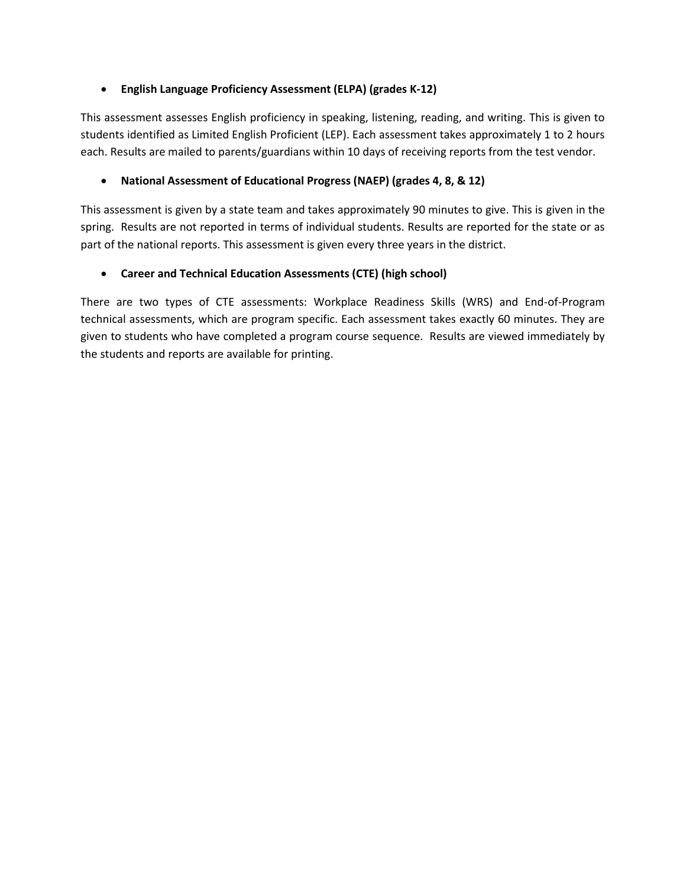- **English Language Proficiency Assessment (ELPA) (grades K-12)**

This assessment assesses English proficiency in speaking, listening, reading, and writing. This is given to students identified as Limited English Proficient (LEP). Each assessment takes approximately 1 to 2 hours each. Results are mailed to parents/guardians within 10 days of receiving reports from the test vendor.

- **National Assessment of Educational Progress (NAEP) (grades 4, 8, & 12)**

This assessment is given by a state team and takes approximately 90 minutes to give. This is given in the spring. Results are not reported in terms of individual students. Results are reported for the state or as part of the national reports. This assessment is given every three years in the district.

- **Career and Technical Education Assessments (CTE) (high school)**

There are two types of CTE assessments: Workplace Readiness Skills (WRS) and End-of-Program technical assessments, which are program specific. Each assessment takes exactly 60 minutes. They are given to students who have completed a program course sequence. Results are viewed immediately by the students and reports are available for printing.